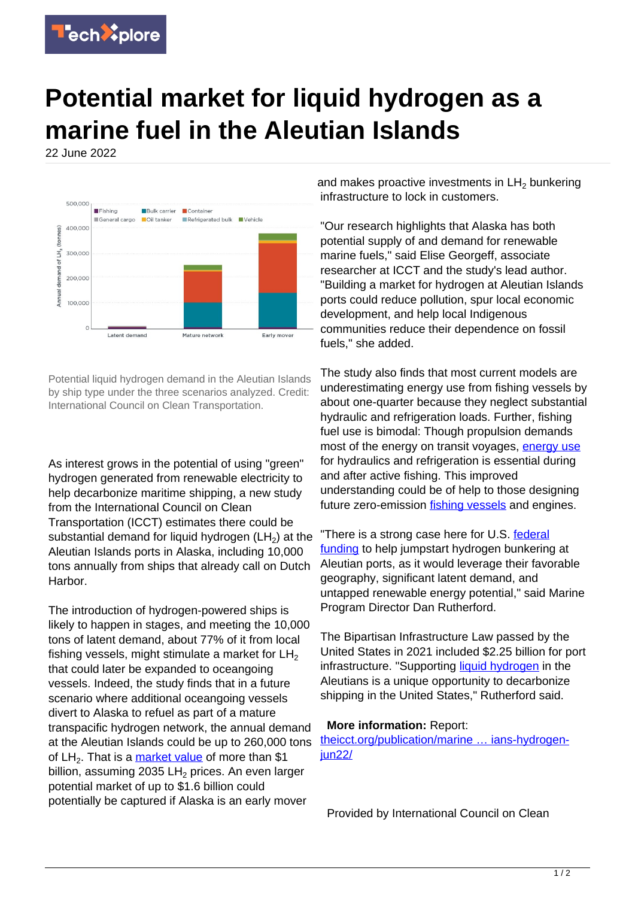# Potential market for liquid hydrogen as a marine fuel in the Aleutian Islands

22 June 2022

Potential liquid hydrogen demand in the Aleutian Islands by ship type under the three scenarios analyzed. Credit: International Council on Clean Transportation.

As interest grows in the potential of using "green" hydrogen generated from renewable electricity to help decarbonize maritime shipping, a new study from the International Council on Clean Transportation (ICCT) estimates there could be substantial demand for liquid hydrogen ($LH_2$) at the Aleutian Islands ports in Alaska, including 10,000 tons annually from ships that already call on Dutch Harbor.

The introduction of hydrogen-powered ships is likely to happen in stages, and meeting the 10,000 tons of latent demand, about 77% of it from local fishing vessels, might stimulate a market for $LH_2$ that could later be expanded to oceangoing vessels. Indeed, the study finds that in a future scenario where additional oceangoing vessels divert to Alaska to refuel as part of a mature transpacific hydrogen network, the annual demand at the Aleutian Islands could be up to 260,000 tons of $LH_2$. That is a market value of more than $1 billion, assuming 2035 $LH_2$ prices. An even larger potential market of up to $1.6 billion could potentially be captured if Alaska is an early mover and makes proactive investments in $LH_2$ bunkering infrastructure to lock in customers.

"Our research highlights that Alaska has both potential supply of and demand for renewable marine fuels," said Elise Georgeff, associate researcher at ICCT and the study's lead author. "Building a market for hydrogen at Aleutian Islands ports could reduce pollution, spur local economic development, and help local Indigenous communities reduce their dependence on fossil fuels," she added.

The study also finds that most current models are underestimating energy use from fishing vessels by about one-quarter because they neglect substantial hydraulic and refrigeration loads. Further, fishing fuel use is bimodal: Though propulsion demands most of the energy on transit voyages, energy use for hydraulics and refrigeration is essential during and after active fishing. This improved understanding could be of help to those designing future zero-emission fishing vessels and engines.

"There is a strong case here for U.S. federal funding to help jumpstart hydrogen bunkering at Aleutian ports, as it would leverage their favorable geography, significant latent demand, and untapped renewable energy potential," said Marine Program Director Dan Rutherford.

The Bipartisan Infrastructure Law passed by the United States in 2021 included $2.25 billion for port infrastructure. "Supporting liquid hydrogen in the Aleutians is a unique opportunity to decarbonize shipping in the United States," Rutherford said.

**More information:** Report: theicct.org/publication/marine … ians-hydrogen-jun22/

Provided by International Council on Clean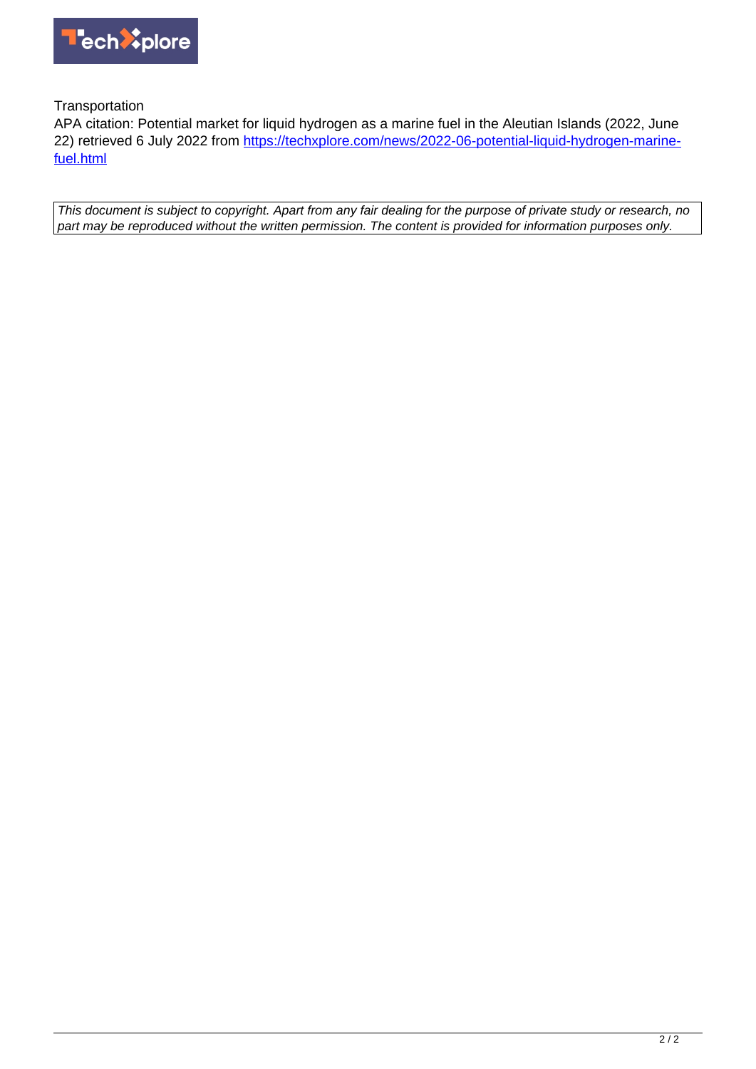Transportation

APA citation: Potential market for liquid hydrogen as a marine fuel in the Aleutian Islands (2022, June 22) retrieved 6 July 2022 from https://techxplore.com/news/2022-06-potential-liquid-hydrogen-marine-fuel.html

*This document is subject to copyright. Apart from any fair dealing for the purpose of private study or research, no part may be reproduced without the written permission. The content is provided for information purposes only.*